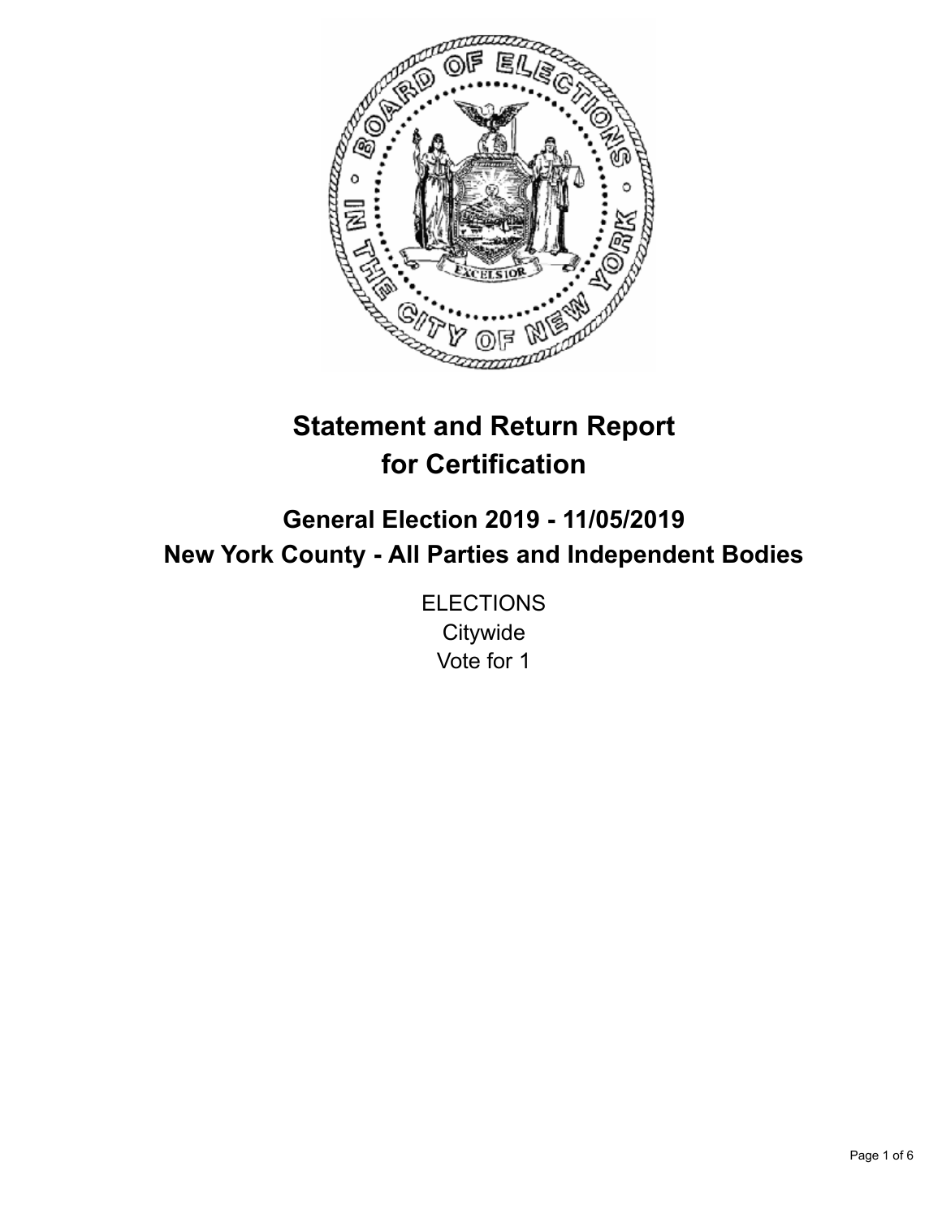# Statement and Return Report for Certification

## General Election 2019 - 11/05/2019
## New York County - All Parties and Independent Bodies

ELECTIONS
Citywide
Vote for 1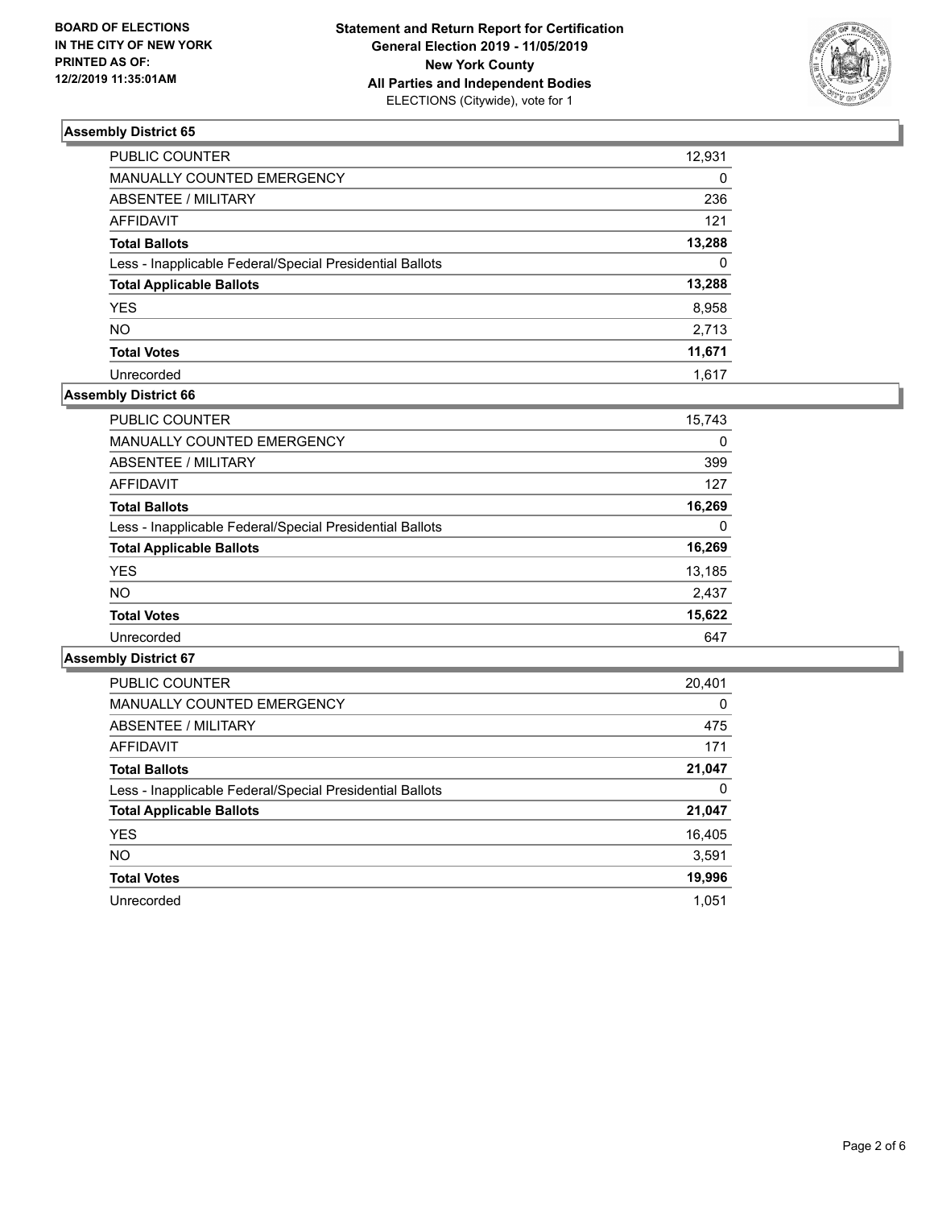BOARD OF ELECTIONS
IN THE CITY OF NEW YORK
PRINTED AS OF:
12/2/2019 11:35:01AM

**Statement and Return Report for Certification**
**General Election 2019 - 11/05/2019**
**New York County**
**All Parties and Independent Bodies**
ELECTIONS (Citywide), vote for 1

### Assembly District 65

| | |
|---|---|
| PUBLIC COUNTER | 12,931 |
| MANUALLY COUNTED EMERGENCY | 0 |
| ABSENTEE / MILITARY | 236 |
| AFFIDAVIT | 121 |
| **Total Ballots** | **13,288** |
| Less - Inapplicable Federal/Special Presidential Ballots | 0 |
| **Total Applicable Ballots** | **13,288** |
| YES | 8,958 |
| NO | 2,713 |
| **Total Votes** | **11,671** |
| Unrecorded | 1,617 |

### Assembly District 66

| | |
|---|---|
| PUBLIC COUNTER | 15,743 |
| MANUALLY COUNTED EMERGENCY | 0 |
| ABSENTEE / MILITARY | 399 |
| AFFIDAVIT | 127 |
| **Total Ballots** | **16,269** |
| Less - Inapplicable Federal/Special Presidential Ballots | 0 |
| **Total Applicable Ballots** | **16,269** |
| YES | 13,185 |
| NO | 2,437 |
| **Total Votes** | **15,622** |
| Unrecorded | 647 |

### Assembly District 67

| | |
|---|---|
| PUBLIC COUNTER | 20,401 |
| MANUALLY COUNTED EMERGENCY | 0 |
| ABSENTEE / MILITARY | 475 |
| AFFIDAVIT | 171 |
| **Total Ballots** | **21,047** |
| Less - Inapplicable Federal/Special Presidential Ballots | 0 |
| **Total Applicable Ballots** | **21,047** |
| YES | 16,405 |
| NO | 3,591 |
| **Total Votes** | **19,996** |
| Unrecorded | 1,051 |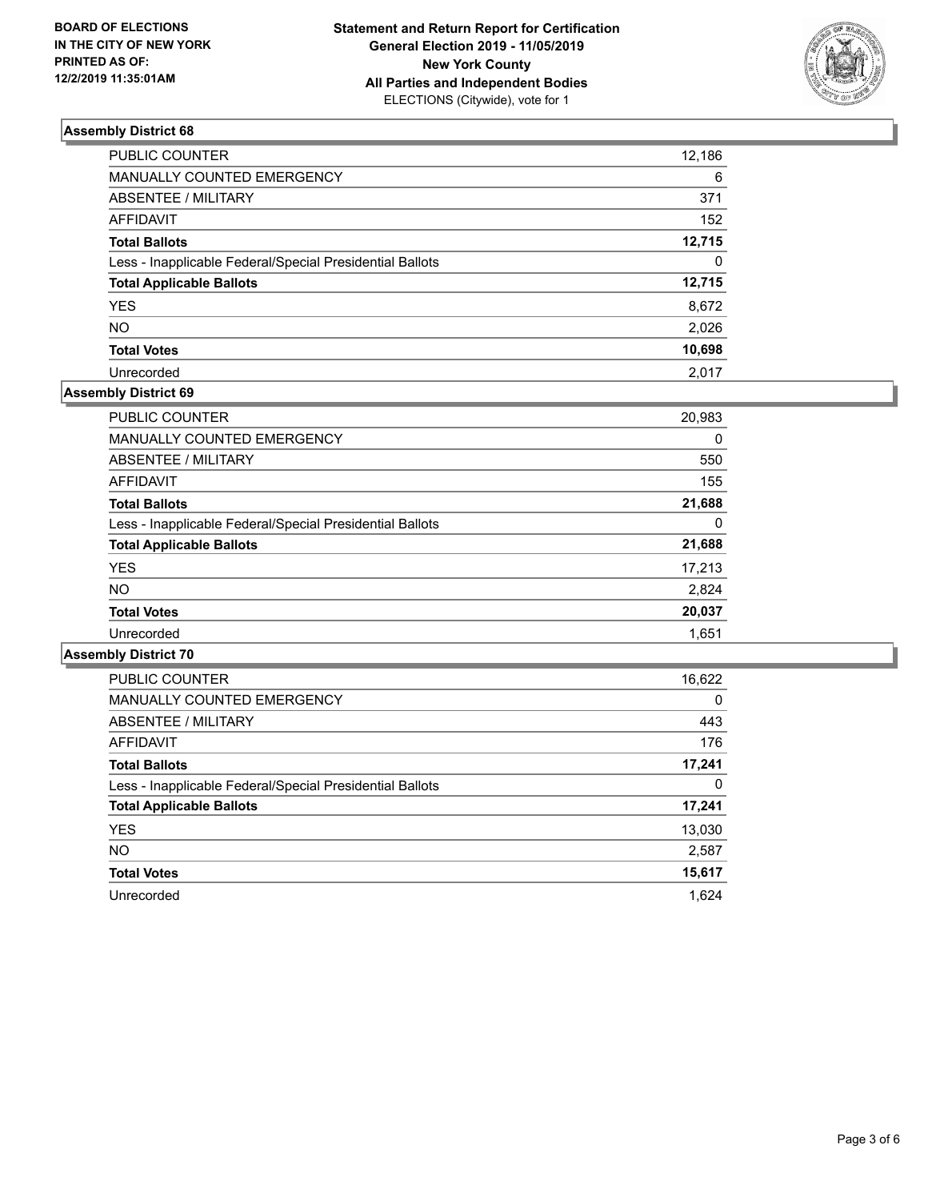**BOARD OF ELECTIONS IN THE CITY OF NEW YORK PRINTED AS OF: 12/2/2019 11:35:01AM**

**Statement and Return Report for Certification General Election 2019 - 11/05/2019 New York County All Parties and Independent Bodies** ELECTIONS (Citywide), vote for 1

### Assembly District 68

| | |
|---|---|
| PUBLIC COUNTER | 12,186 |
| MANUALLY COUNTED EMERGENCY | 6 |
| ABSENTEE / MILITARY | 371 |
| AFFIDAVIT | 152 |
| **Total Ballots** | **12,715** |
| Less - Inapplicable Federal/Special Presidential Ballots | 0 |
| **Total Applicable Ballots** | **12,715** |
| YES | 8,672 |
| NO | 2,026 |
| **Total Votes** | **10,698** |
| Unrecorded | 2,017 |

### Assembly District 69

| | |
|---|---|
| PUBLIC COUNTER | 20,983 |
| MANUALLY COUNTED EMERGENCY | 0 |
| ABSENTEE / MILITARY | 550 |
| AFFIDAVIT | 155 |
| **Total Ballots** | **21,688** |
| Less - Inapplicable Federal/Special Presidential Ballots | 0 |
| **Total Applicable Ballots** | **21,688** |
| YES | 17,213 |
| NO | 2,824 |
| **Total Votes** | **20,037** |
| Unrecorded | 1,651 |

### Assembly District 70

| | |
|---|---|
| PUBLIC COUNTER | 16,622 |
| MANUALLY COUNTED EMERGENCY | 0 |
| ABSENTEE / MILITARY | 443 |
| AFFIDAVIT | 176 |
| **Total Ballots** | **17,241** |
| Less - Inapplicable Federal/Special Presidential Ballots | 0 |
| **Total Applicable Ballots** | **17,241** |
| YES | 13,030 |
| NO | 2,587 |
| **Total Votes** | **15,617** |
| Unrecorded | 1,624 |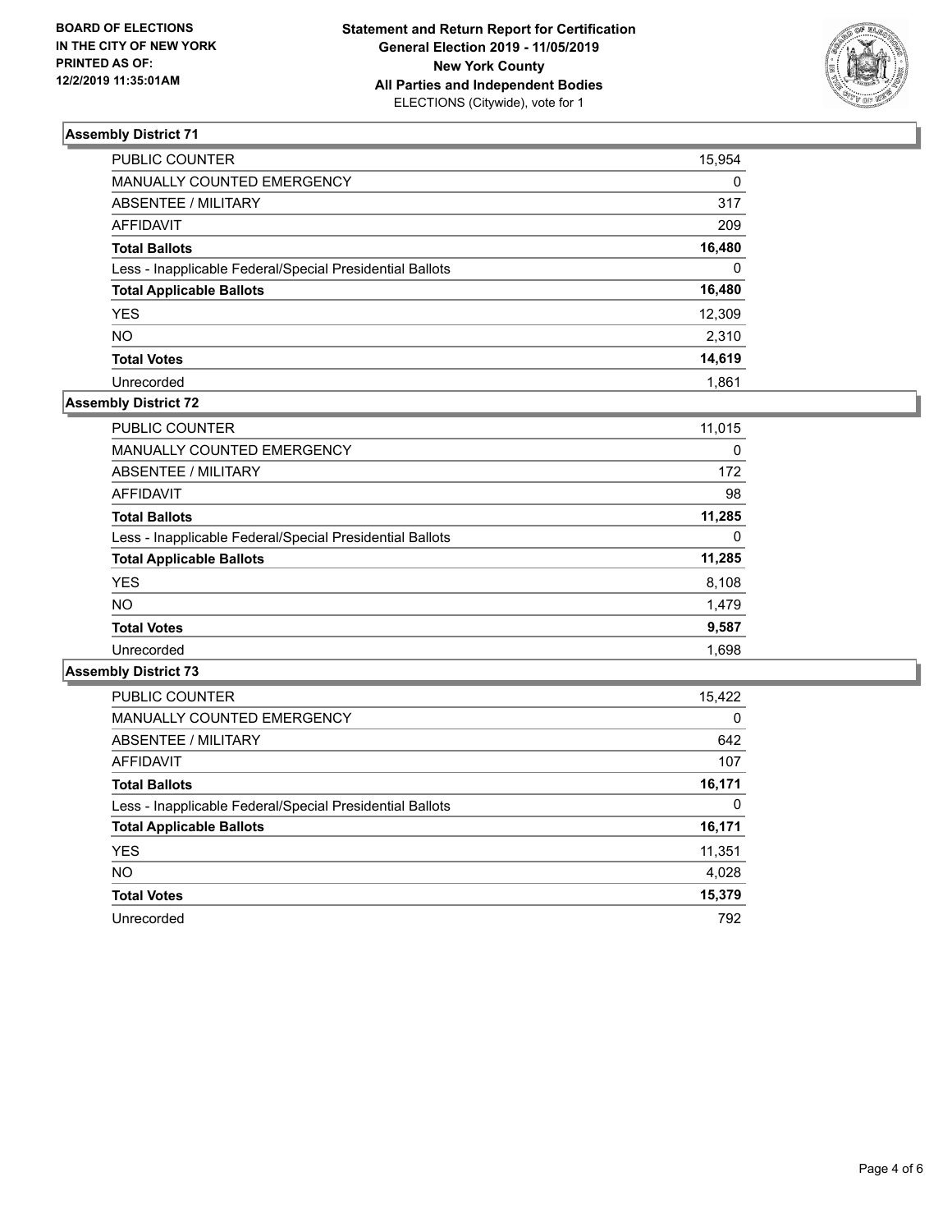BOARD OF ELECTIONS
IN THE CITY OF NEW YORK
PRINTED AS OF:
12/2/2019 11:35:01AM

**Statement and Return Report for Certification**
**General Election 2019 - 11/05/2019**
**New York County**
**All Parties and Independent Bodies**
ELECTIONS (Citywide), vote for 1

### Assembly District 71

| | |
|---|---|
| PUBLIC COUNTER | 15,954 |
| MANUALLY COUNTED EMERGENCY | 0 |
| ABSENTEE / MILITARY | 317 |
| AFFIDAVIT | 209 |
| **Total Ballots** | **16,480** |
| Less - Inapplicable Federal/Special Presidential Ballots | 0 |
| **Total Applicable Ballots** | **16,480** |
| YES | 12,309 |
| NO | 2,310 |
| **Total Votes** | **14,619** |
| Unrecorded | 1,861 |

### Assembly District 72

| | |
|---|---|
| PUBLIC COUNTER | 11,015 |
| MANUALLY COUNTED EMERGENCY | 0 |
| ABSENTEE / MILITARY | 172 |
| AFFIDAVIT | 98 |
| **Total Ballots** | **11,285** |
| Less - Inapplicable Federal/Special Presidential Ballots | 0 |
| **Total Applicable Ballots** | **11,285** |
| YES | 8,108 |
| NO | 1,479 |
| **Total Votes** | **9,587** |
| Unrecorded | 1,698 |

### Assembly District 73

| | |
|---|---|
| PUBLIC COUNTER | 15,422 |
| MANUALLY COUNTED EMERGENCY | 0 |
| ABSENTEE / MILITARY | 642 |
| AFFIDAVIT | 107 |
| **Total Ballots** | **16,171** |
| Less - Inapplicable Federal/Special Presidential Ballots | 0 |
| **Total Applicable Ballots** | **16,171** |
| YES | 11,351 |
| NO | 4,028 |
| **Total Votes** | **15,379** |
| Unrecorded | 792 |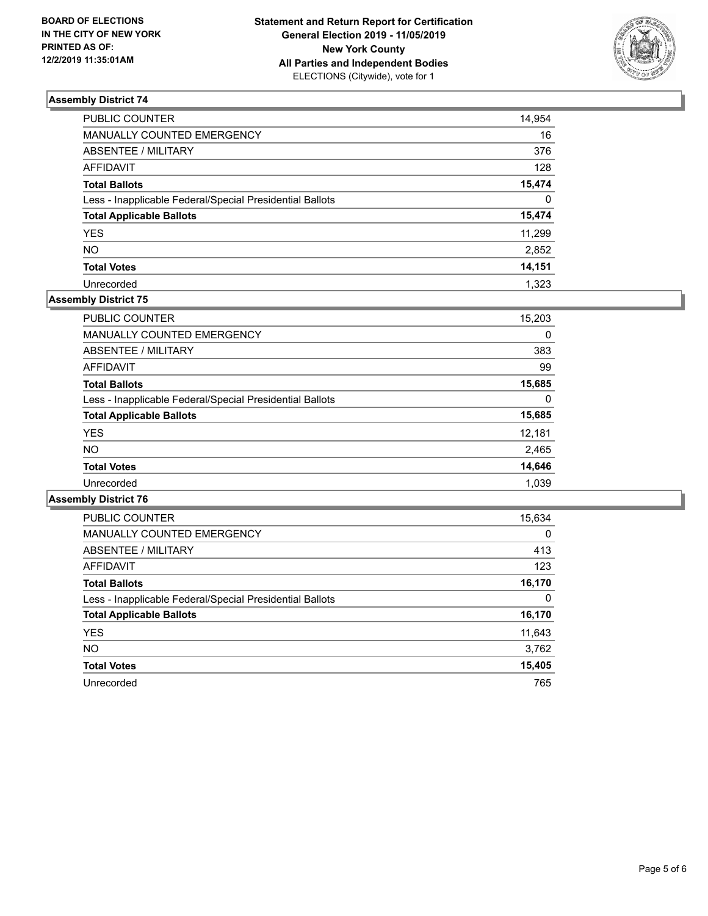BOARD OF ELECTIONS
IN THE CITY OF NEW YORK
PRINTED AS OF:
12/2/2019 11:35:01AM

**Statement and Return Report for Certification**
**General Election 2019 - 11/05/2019**
**New York County**
**All Parties and Independent Bodies**
ELECTIONS (Citywide), vote for 1

### Assembly District 74

| | |
|---|---|
| PUBLIC COUNTER | 14,954 |
| MANUALLY COUNTED EMERGENCY | 16 |
| ABSENTEE / MILITARY | 376 |
| AFFIDAVIT | 128 |
| **Total Ballots** | **15,474** |
| Less - Inapplicable Federal/Special Presidential Ballots | 0 |
| **Total Applicable Ballots** | **15,474** |
| YES | 11,299 |
| NO | 2,852 |
| **Total Votes** | **14,151** |
| Unrecorded | 1,323 |

### Assembly District 75

| | |
|---|---|
| PUBLIC COUNTER | 15,203 |
| MANUALLY COUNTED EMERGENCY | 0 |
| ABSENTEE / MILITARY | 383 |
| AFFIDAVIT | 99 |
| **Total Ballots** | **15,685** |
| Less - Inapplicable Federal/Special Presidential Ballots | 0 |
| **Total Applicable Ballots** | **15,685** |
| YES | 12,181 |
| NO | 2,465 |
| **Total Votes** | **14,646** |
| Unrecorded | 1,039 |

### Assembly District 76

| | |
|---|---|
| PUBLIC COUNTER | 15,634 |
| MANUALLY COUNTED EMERGENCY | 0 |
| ABSENTEE / MILITARY | 413 |
| AFFIDAVIT | 123 |
| **Total Ballots** | **16,170** |
| Less - Inapplicable Federal/Special Presidential Ballots | 0 |
| **Total Applicable Ballots** | **16,170** |
| YES | 11,643 |
| NO | 3,762 |
| **Total Votes** | **15,405** |
| Unrecorded | 765 |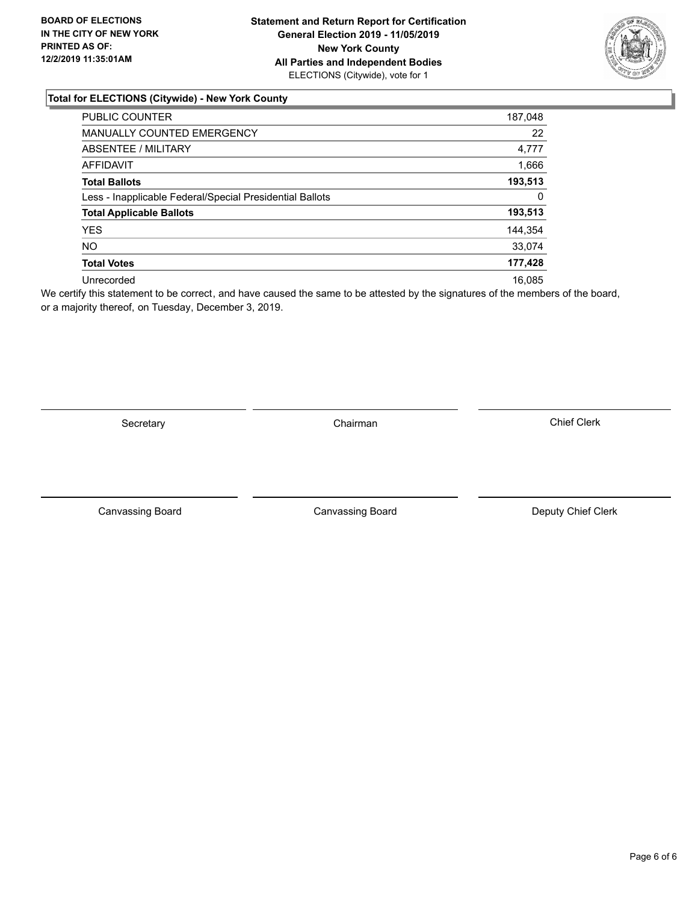**BOARD OF ELECTIONS IN THE CITY OF NEW YORK PRINTED AS OF: 12/2/2019 11:35:01AM**

**Statement and Return Report for Certification**
**General Election 2019 - 11/05/2019**
**New York County**
**All Parties and Independent Bodies**
ELECTIONS (Citywide), vote for 1

### Total for ELECTIONS (Citywide) - New York County

| | |
|---|---|
| PUBLIC COUNTER | 187,048 |
| MANUALLY COUNTED EMERGENCY | 22 |
| ABSENTEE / MILITARY | 4,777 |
| AFFIDAVIT | 1,666 |
| **Total Ballots** | **193,513** |
| Less - Inapplicable Federal/Special Presidential Ballots | 0 |
| **Total Applicable Ballots** | **193,513** |
| YES | 144,354 |
| NO | 33,074 |
| **Total Votes** | **177,428** |
| Unrecorded | 16,085 |

We certify this statement to be correct, and have caused the same to be attested by the signatures of the members of the board, or a majority thereof, on Tuesday, December 3, 2019.

Secretary

Chairman

Chief Clerk

Canvassing Board

Canvassing Board

Deputy Chief Clerk